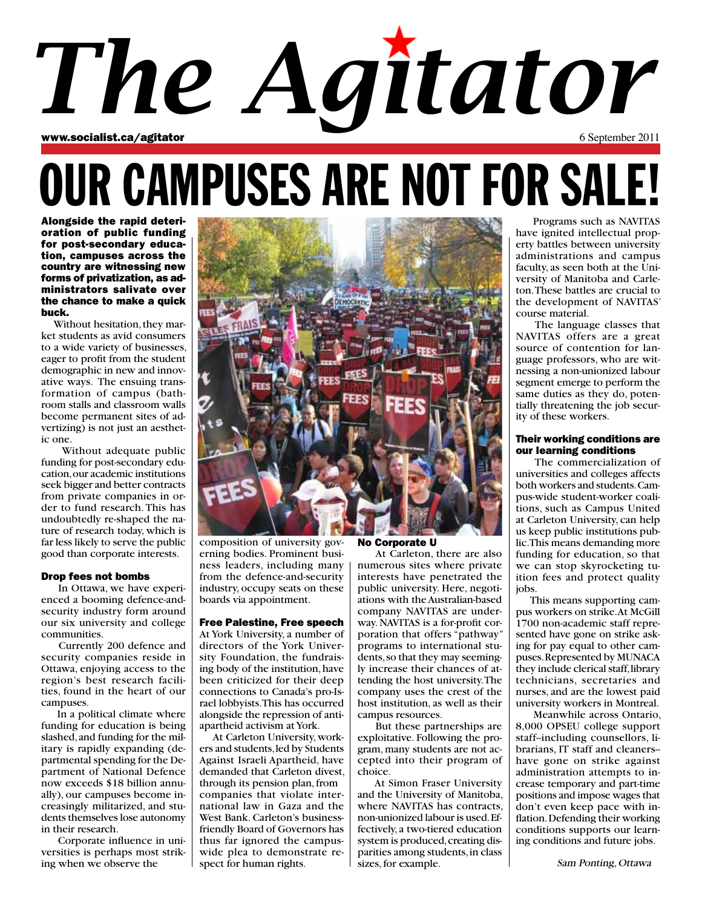# The Agitator

www.socialist.ca/agitator

6 September 2011

# OUR CAMPUSES ARE NOT FOR SALE!

**Alongside the rapid deterioration of public funding for post-secondary education, campuses across the country are witnessing new forms of privatization, as administrators salivate over the chance to make a quick buck.**

Without hesitation, they market students as avid consumers to a wide variety of businesses, eager to profit from the student demographic in new and innovative ways. The ensuing transformation of campus (bathroom stalls and classroom walls become permanent sites of advertizing) is not just an aesthetic one.

Without adequate public funding for post-secondary education, our academic institutions seek bigger and better contracts from private companies in order to fund research. This has undoubtedly re-shaped the nature of research today, which is far less likely to serve the public good than corporate interests.

### Drop fees not bombs

In Ottawa, we have experienced a booming defence-and-security industry form around our six university and college communities.

Currently 200 defence and security companies reside in Ottawa, enjoying access to the region's best research facilities, found in the heart of our campuses.

In a political climate where funding for education is being slashed, and funding for the military is rapidly expanding (departmental spending for the Department of National Defence now exceeds $18 billion annually), our campuses become increasingly militarized, and students themselves lose autonomy in their research.

Corporate influence in universities is perhaps most striking when we observe the composition of university governing bodies. Prominent business leaders, including many from the defence-and-security industry, occupy seats on these boards via appointment.

### Free Palestine, Free speech

At York University, a number of directors of the York University Foundation, the fundraising body of the institution, have been criticized for their deep connections to Canada's pro-Israel lobbyists. This has occurred alongside the repression of anti-apartheid activism at York.

At Carleton University, workers and students, led by Students Against Israeli Apartheid, have demanded that Carleton divest, through its pension plan, from companies that violate international law in Gaza and the West Bank. Carleton's business-friendly Board of Governors has thus far ignored the campus-wide plea to demonstrate respect for human rights.

### No Corporate U

At Carleton, there are also numerous sites where private interests have penetrated the public university. Here, negotiations with the Australian-based company NAVITAS are underway. NAVITAS is a for-profit corporation that offers "pathway" programs to international students, so that they may seemingly increase their chances of attending the host university. The company uses the crest of the host institution, as well as their campus resources.

But these partnerships are exploitative. Following the program, many students are not accepted into their program of choice.

At Simon Fraser University and the University of Manitoba, where NAVITAS has contracts, non-unionized labour is used. Effectively, a two-tiered education system is produced, creating disparities among students, in class sizes, for example.

Programs such as NAVITAS have ignited intellectual property battles between university administrations and campus faculty, as seen both at the University of Manitoba and Carleton. These battles are crucial to the development of NAVITAS' course material.

The language classes that NAVITAS offers are a great source of contention for language professors, who are witnessing a non-unionized labour segment emerge to perform the same duties as they do, potentially threatening the job security of these workers.

### Their working conditions are our learning conditions

The commercialization of universities and colleges affects both workers and students. Campus-wide student-worker coalitions, such as Campus United at Carleton University, can help us keep public institutions public. This means demanding more funding for education, so that we can stop skyrocketing tuition fees and protect quality jobs.

This means supporting campus workers on strike. At McGill 1700 non-academic staff represented have gone on strike asking for pay equal to other campuses. Represented by MUNACA they include clerical staff, library technicians, secretaries and nurses, and are the lowest paid university workers in Montreal.

Meanwhile across Ontario, 8,000 OPSEU college support staff--including counsellors, librarians, IT staff and cleaners--have gone on strike against administration attempts to increase temporary and part-time positions and impose wages that don't even keep pace with inflation. Defending their working conditions supports our learning conditions and future jobs.

*Sam Ponting, Ottawa*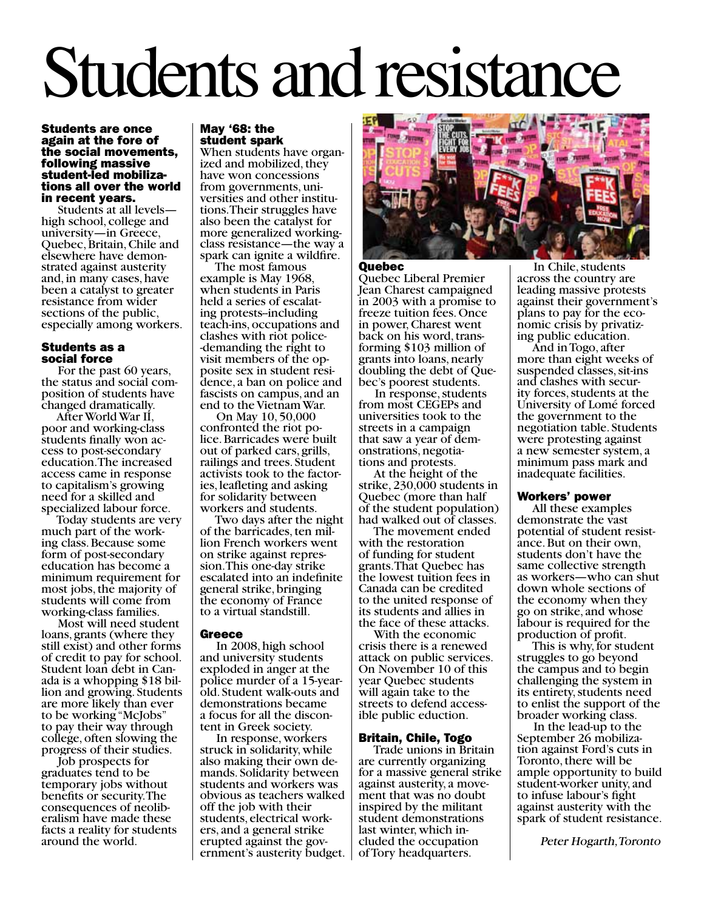# Students and resistance

**Students are once again at the fore of the social movements, following massive student-led mobilizations all over the world in recent years.**

Students at all levels—high school, college and university—in Greece, Quebec, Britain, Chile and elsewhere have demonstrated against austerity and, in many cases, have been a catalyst to greater resistance from wider sections of the public, especially among workers.

### Students as a social force

For the past 60 years, the status and social composition of students have changed dramatically.

After World War II, poor and working-class students finally won access to post-secondary education. The increased access came in response to capitalism's growing need for a skilled and specialized labour force.

Today students are very much part of the working class. Because some form of post-secondary education has become a minimum requirement for most jobs, the majority of students will come from working-class families.

Most will need student loans, grants (where they still exist) and other forms of credit to pay for school. Student loan debt in Canada is a whopping $18 billion and growing. Students are more likely than ever to be working "McJobs" to pay their way through college, often slowing the progress of their studies.

Job prospects for graduates tend to be temporary jobs without benefits or security. The consequences of neoliberalism have made these facts a reality for students around the world.

### May '68: the student spark

When students have organized and mobilized, they have won concessions from governments, universities and other institutions. Their struggles have also been the catalyst for more generalized working-class resistance—the way a spark can ignite a wildfire.

The most famous example is May 1968, when students in Paris held a series of escalating protests–including teach-ins, occupations and clashes with riot police--demanding the right to visit members of the opposite sex in student residence, a ban on police and fascists on campus, and an end to the Vietnam War.

On May 10, 50,000 confronted the riot police. Barricades were built out of parked cars, grills, railings and trees. Student activists took to the factories, leafleting and asking for solidarity between workers and students.

Two days after the night of the barricades, ten million French workers went on strike against repression. This one-day strike escalated into an indefinite general strike, bringing the economy of France to a virtual standstill.

### Greece

In 2008, high school and university students exploded in anger at the police murder of a 15-year-old. Student walk-outs and demonstrations became a focus for all the discontent in Greek society.

In response, workers struck in solidarity, while also making their own demands. Solidarity between students and workers was obvious as teachers walked off the job with their students, electrical workers, and a general strike erupted against the government's austerity budget.

### Quebec

Quebec Liberal Premier Jean Charest campaigned in 2003 with a promise to freeze tuition fees. Once in power, Charest went back on his word, transforming $103 million of grants into loans, nearly doubling the debt of Quebec's poorest students.

In response, students from most CEGEPs and universities took to the streets in a campaign that saw a year of demonstrations, negotiations and protests.

At the height of the strike, 230,000 students in Quebec (more than half of the student population) had walked out of classes.

The movement ended with the restoration of funding for student grants. That Quebec has the lowest tuition fees in Canada can be credited to the united response of its students and allies in the face of these attacks.

With the economic crisis there is a renewed attack on public services. On November 10 of this year Quebec students will again take to the streets to defend accessible public educion.

### Britain, Chile, Togo

Trade unions in Britain are currently organizing for a massive general strike against austerity, a movement that was no doubt inspired by the militant student demonstrations last winter, which included the occupation of Tory headquarters.

In Chile, students across the country are leading massive protests against their government's plans to pay for the economic crisis by privatizing public education.

And in Togo, after more than eight weeks of suspended classes, sit-ins and clashes with security forces, students at the University of Lomé forced the government to the negotiation table. Students were protesting against a new semester system, a minimum pass mark and inadequate facilities.

### Workers' power

All these examples demonstrate the vast potential of student resistance. But on their own, students don't have the same collective strength as workers—who can shut down whole sections of the economy when they go on strike, and whose labour is required for the production of profit.

This is why, for student struggles to go beyond the campus and to begin challenging the system in its entirety, students need to enlist the support of the broader working class.

In the lead-up to the September 26 mobilization against Ford's cuts in Toronto, there will be ample opportunity to build student-worker unity, and to infuse labour's fight against austerity with the spark of student resistance.

*Peter Hogarth, Toronto*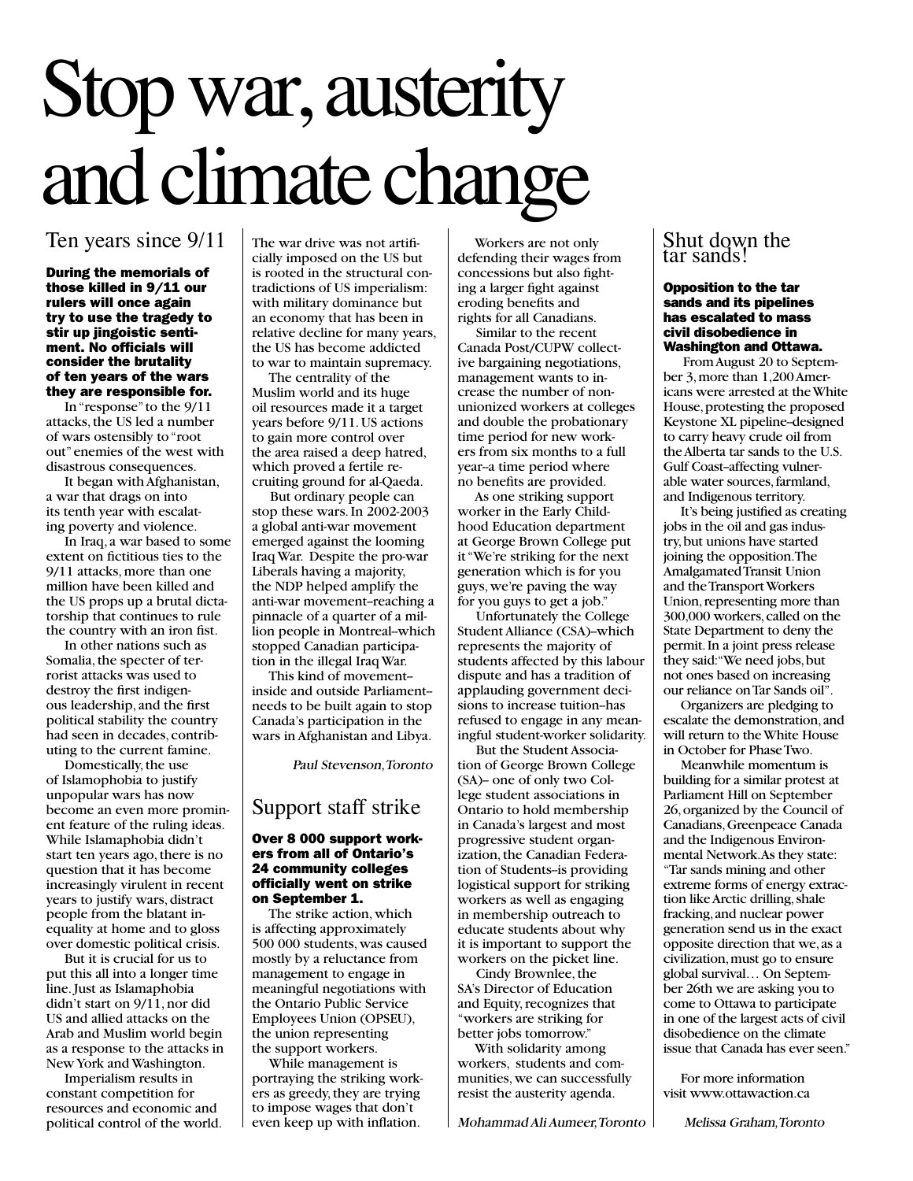# Stop war, austerity and climate change

## Ten years since 9/11

**During the memorials of those killed in 9/11 our rulers will once again try to use the tragedy to stir up jingoistic sentiment. No officials will consider the brutality of ten years of the wars they are responsible for.**

In "response" to the 9/11 attacks, the US led a number of wars ostensibly to "root out" enemies of the west with disastrous consequences.

It began with Afghanistan, a war that drags on into its tenth year with escalating poverty and violence.

In Iraq, a war based to some extent on fictitious ties to the 9/11 attacks, more than one million have been killed and the US props up a brutal dictatorship that continues to rule the country with an iron fist.

In other nations such as Somalia, the specter of terrorist attacks was used to destroy the first indigenous leadership, and the first political stability the country had seen in decades, contributing to the current famine.

Domestically, the use of Islamophobia to justify unpopular wars has now become an even more prominent feature of the ruling ideas. While Islamaphobia didn't start ten years ago, there is no question that it has become increasingly virulent in recent years to justify wars, distract people from the blatant inequality at home and to gloss over domestic political crisis.

But it is crucial for us to put this all into a longer time line. Just as Islamaphobia didn't start on 9/11, nor did US and allied attacks on the Arab and Muslim world begin as a response to the attacks in New York and Washington.

Imperialism results in constant competition for resources and economic and political control of the world. The war drive was not artificially imposed on the US but is rooted in the structural contradictions of US imperialism: with military dominance but an economy that has been in relative decline for many years, the US has become addicted to war to maintain supremacy.

The centrality of the Muslim world and its huge oil resources made it a target years before 9/11. US actions to gain more control over the area raised a deep hatred, which proved a fertile recruiting ground for al-Qaeda.

But ordinary people can stop these wars. In 2002-2003 a global anti-war movement emerged against the looming Iraq War. Despite the pro-war Liberals having a majority, the NDP helped amplify the anti-war movement–reaching a pinnacle of a quarter of a million people in Montreal–which stopped Canadian participation in the illegal Iraq War.

This kind of movement–inside and outside Parliament–needs to be built again to stop Canada's participation in the wars in Afghanistan and Libya.

*Paul Stevenson, Toronto*

## Support staff strike

**Over 8 000 support workers from all of Ontario's 24 community colleges officially went on strike on September 1.**

The strike action, which is affecting approximately 500 000 students, was caused mostly by a reluctance from management to engage in meaningful negotiations with the Ontario Public Service Employees Union (OPSEU), the union representing the support workers.

While management is portraying the striking workers as greedy, they are trying to impose wages that don't even keep up with inflation.

Workers are not only defending their wages from concessions but also fighting a larger fight against eroding benefits and rights for all Canadians.

Similar to the recent Canada Post/CUPW collective bargaining negotiations, management wants to increase the number of non-unionized workers at colleges and double the probationary time period for new workers from six months to a full year–a time period where no benefits are provided.

As one striking support worker in the Early Childhood Education department at George Brown College put it "We're striking for the next generation which is for you guys, we're paving the way for you guys to get a job."

Unfortunately the College Student Alliance (CSA)–which represents the majority of students affected by this labour dispute and has a tradition of applauding government decisions to increase tuition–has refused to engage in any meaningful student-worker solidarity.

But the Student Association of George Brown College (SA)– one of only two College student associations in Ontario to hold membership in Canada's largest and most progressive student organization, the Canadian Federation of Students–is providing logistical support for striking workers as well as engaging in membership outreach to educate students about why it is important to support the workers on the picket line.

Cindy Brownlee, the SA's Director of Education and Equity, recognizes that "workers are striking for better jobs tomorrow."

With solidarity among workers, students and communities, we can successfully resist the austerity agenda.

*Mohammad Ali Aumeer, Toronto*

## Shut down the tar sands!

**Opposition to the tar sands and its pipelines has escalated to mass civil disobedience in Washington and Ottawa.**

From August 20 to September 3, more than 1,200 Americans were arrested at the White House, protesting the proposed Keystone XL pipeline–designed to carry heavy crude oil from the Alberta tar sands to the U.S. Gulf Coast–affecting vulnerable water sources, farmland, and Indigenous territory.

It's being justified as creating jobs in the oil and gas industry, but unions have started joining the opposition. The Amalgamated Transit Union and the Transport Workers Union, representing more than 300,000 workers, called on the State Department to deny the permit. In a joint press release they said: "We need jobs, but not ones based on increasing our reliance on Tar Sands oil".

Organizers are pledging to escalate the demonstration, and will return to the White House in October for Phase Two.

Meanwhile momentum is building for a similar protest at Parliament Hill on September 26, organized by the Council of Canadians, Greenpeace Canada and the Indigenous Environmental Network. As they state: "Tar sands mining and other extreme forms of energy extraction like Arctic drilling, shale fracking, and nuclear power generation send us in the exact opposite direction that we, as a civilization, must go to ensure global survival… On September 26th we are asking you to come to Ottawa to participate in one of the largest acts of civil disobedience on the climate issue that Canada has ever seen."

For more information visit www.ottawaction.ca

*Melissa Graham, Toronto*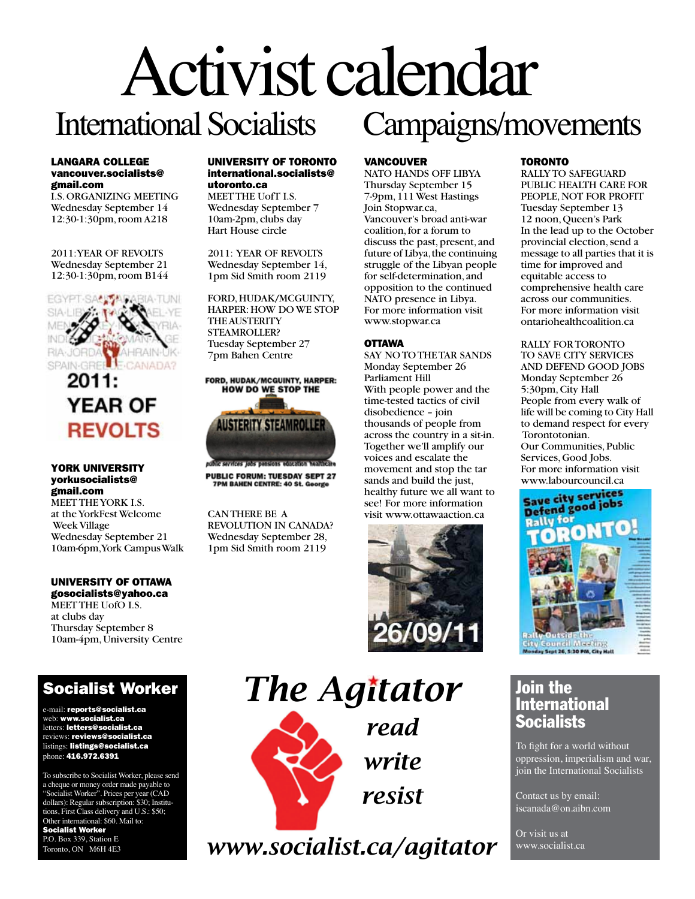# Activist calendar

## International Socialists

### LANGARA COLLEGE

**vancouver.socialists@gmail.com**

I.S. ORGANIZING MEETING
Wednesday September 14
12:30-1:30pm, room A218

2011: YEAR OF REVOLTS
Wednesday September 21
12:30-1:30pm, room B144

EGYPT-SAUDI ARABIA-TUNISIA-LIBYA-IRAQ-ISRAEL-YEMEN-TURKEY-SYRIA-INDIA-CHINA-OMAN-ALGERIA-JORDAN-BAHRAIN-UK-SPAIN-GREECE-CANADA?

2011: YEAR OF REVOLTS

### YORK UNIVERSITY

**yorkusocialists@gmail.com**

MEET THE YORK I.S.
at the YorkFest Welcome Week Village
Wednesday September 21
10am-6pm, York Campus Walk

### UNIVERSITY OF OTTAWA

**gosocialists@yahoo.ca**

MEET THE UofO I.S.
at clubs day
Thursday September 8
10am-4pm, University Centre

### UNIVERSITY OF TORONTO

**international.socialists@utoronto.ca**

MEET THE UofT I.S.
Wednesday September 7
10am-2pm, clubs day
Hart House circle

2011: YEAR OF REVOLTS
Wednesday September 14,
1pm Sid Smith room 2119

FORD, HUDAK/MCGUINTY, HARPER: HOW DO WE STOP THE AUSTERITY STEAMROLLER?
Tuesday September 27
7pm Bahen Centre

FORD, HUDAK/MCGUINTY, HARPER: HOW DO WE STOP THE AUSTERITY STEAMROLLER

public services jobs pensions education healthcare

PUBLIC FORUM: TUESDAY SEPT 27 7PM BAHEN CENTRE: 40 St. George

CAN THERE BE A REVOLUTION IN CANADA?
Wednesday September 28,
1pm Sid Smith room 2119

## Campaigns/movements

### VANCOUVER

NATO HANDS OFF LIBYA
Thursday September 15
7-9pm, 111 West Hastings
Join Stopwar.ca, Vancouver's broad anti-war coalition, for a forum to discuss the past, present, and future of Libya, the continuing struggle of the Libyan people for self-determination, and opposition to the continued NATO presence in Libya.
For more information visit www.stopwar.ca

### OTTAWA

SAY NO TO THE TAR SANDS
Monday September 26
Parliament Hill
With people power and the time-tested tactics of civil disobedience – join thousands of people from across the country in a sit-in. Together we'll amplify our voices and escalate the movement and stop the tar sands and build the just, healthy future we all want to see! For more information visit www.ottawaaction.ca

26/09/11

### TORONTO

RALLY TO SAFEGUARD PUBLIC HEALTH CARE FOR PEOPLE, NOT FOR PROFIT
Tuesday September 13
12 noon, Queen's Park
In the lead up to the October provincial election, send a message to all parties that it is time for improved and equitable access to comprehensive health care across our communities.
For more information visit ontariohealthcoalition.ca

RALLY FOR TORONTO TO SAVE CITY SERVICES AND DEFEND GOOD JOBS
Monday September 26
5:30pm, City Hall
People from every walk of life will be coming to City Hall to demand respect for every Torontotonian.
Our Communities, Public Services, Good Jobs.
For more information visit www.labourcouncil.ca

Save city services Defend good jobs Rally for TORONTO!

Rally Outside the City Council Meeting Monday Sept 26, 5:30 PM, City Hall

## Socialist Worker

e-mail: **reports@socialist.ca**
web: **www.socialist.ca**
letters: **letters@socialist.ca**
reviews: **reviews@socialist.ca**
listings: **listings@socialist.ca**
phone: **416.972.6391**

To subscribe to Socialist Worker, please send a cheque or money order made payable to "Socialist Worker". Prices per year (CAD dollars): Regular subscription: $30; Institutions, First Class delivery and U.S.: $50; Other international: $60. Mail to:
**Socialist Worker**
P.O. Box 339, Station E
Toronto, ON M6H 4E3

## *The Agitator*

*read*
*write*
*resist*

*www.socialist.ca/agitator*

## Join the International Socialists

To fight for a world without oppression, imperialism and war, join the International Socialists

Contact us by email:
iscanada@on.aibn.com

Or visit us at
www.socialist.ca